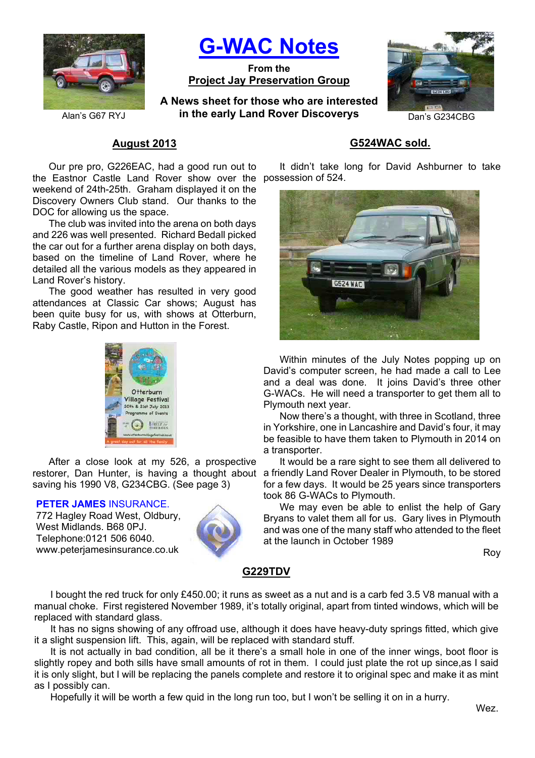# G-WAC Notes

**From the**
**Project Jay Preservation Group**

**A News sheet for those who are interested in the early Land Rover Discoverys**

Alan's G67 RYJ

Dan's G234CBG

## August 2013

Our pre pro, G226EAC, had a good run out to the Eastnor Castle Land Rover show over the weekend of 24th-25th. Graham displayed it on the Discovery Owners Club stand. Our thanks to the DOC for allowing us the space.

The club was invited into the arena on both days and 226 was well presented. Richard Bedall picked the car out for a further arena display on both days, based on the timeline of Land Rover, where he detailed all the various models as they appeared in Land Rover's history.

The good weather has resulted in very good attendances at Classic Car shows; August has been quite busy for us, with shows at Otterburn, Raby Castle, Ripon and Hutton in the Forest.

After a close look at my 526, a prospective restorer, Dan Hunter, is having a thought about saving his 1990 V8, G234CBG. (See page 3)

**PETER JAMES** INSURANCE.
772 Hagley Road West, Oldbury,
West Midlands. B68 0PJ.
Telephone:0121 506 6040.
www.peterjamesinsurance.co.uk

## G524WAC sold.

It didn't take long for David Ashburner to take possession of 524.

Within minutes of the July Notes popping up on David's computer screen, he had made a call to Lee and a deal was done. It joins David's three other G-WACs. He will need a transporter to get them all to Plymouth next year.

Now there's a thought, with three in Scotland, three in Yorkshire, one in Lancashire and David's four, it may be feasible to have them taken to Plymouth in 2014 on a transporter.

It would be a rare sight to see them all delivered to a friendly Land Rover Dealer in Plymouth, to be stored for a few days. It would be 25 years since transporters took 86 G-WACs to Plymouth.

We may even be able to enlist the help of Gary Bryans to valet them all for us. Gary lives in Plymouth and was one of the many staff who attended to the fleet at the launch in October 1989

Roy

## G229TDV

I bought the red truck for only £450.00; it runs as sweet as a nut and is a carb fed 3.5 V8 manual with a manual choke. First registered November 1989, it's totally original, apart from tinted windows, which will be replaced with standard glass.

It has no signs showing of any offroad use, although it does have heavy-duty springs fitted, which give it a slight suspension lift. This, again, will be replaced with standard stuff.

It is not actually in bad condition, all be it there's a small hole in one of the inner wings, boot floor is slightly ropey and both sills have small amounts of rot in them. I could just plate the rot up since,as I said it is only slight, but I will be replacing the panels complete and restore it to original spec and make it as mint as I possibly can.

Hopefully it will be worth a few quid in the long run too, but I won't be selling it on in a hurry.

Wez.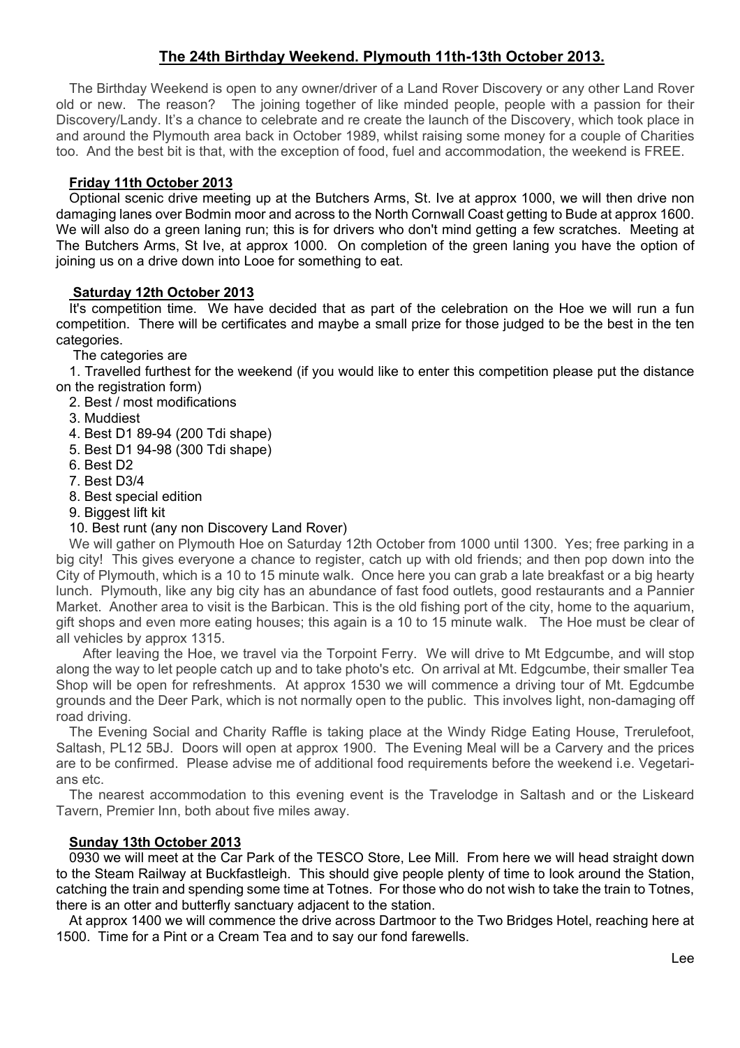## The 24th Birthday Weekend. Plymouth 11th-13th October 2013.

The Birthday Weekend is open to any owner/driver of a Land Rover Discovery or any other Land Rover old or new. The reason? The joining together of like minded people, people with a passion for their Discovery/Landy. It's a chance to celebrate and re create the launch of the Discovery, which took place in and around the Plymouth area back in October 1989, whilst raising some money for a couple of Charities too. And the best bit is that, with the exception of food, fuel and accommodation, the weekend is FREE.

### Friday 11th October 2013

Optional scenic drive meeting up at the Butchers Arms, St. Ive at approx 1000, we will then drive non damaging lanes over Bodmin moor and across to the North Cornwall Coast getting to Bude at approx 1600. We will also do a green laning run; this is for drivers who don't mind getting a few scratches. Meeting at The Butchers Arms, St Ive, at approx 1000. On completion of the green laning you have the option of joining us on a drive down into Looe for something to eat.

### Saturday 12th October 2013

It's competition time. We have decided that as part of the celebration on the Hoe we will run a fun competition. There will be certificates and maybe a small prize for those judged to be the best in the ten categories.

The categories are

1. Travelled furthest for the weekend (if you would like to enter this competition please put the distance on the registration form)
2. Best / most modifications
3. Muddiest
4. Best D1 89-94 (200 Tdi shape)
5. Best D1 94-98 (300 Tdi shape)
6. Best D2
7. Best D3/4
8. Best special edition
9. Biggest lift kit
10. Best runt (any non Discovery Land Rover)

We will gather on Plymouth Hoe on Saturday 12th October from 1000 until 1300. Yes; free parking in a big city! This gives everyone a chance to register, catch up with old friends; and then pop down into the City of Plymouth, which is a 10 to 15 minute walk. Once here you can grab a late breakfast or a big hearty lunch. Plymouth, like any big city has an abundance of fast food outlets, good restaurants and a Pannier Market. Another area to visit is the Barbican. This is the old fishing port of the city, home to the aquarium, gift shops and even more eating houses; this again is a 10 to 15 minute walk. The Hoe must be clear of all vehicles by approx 1315.

After leaving the Hoe, we travel via the Torpoint Ferry. We will drive to Mt Edgcumbe, and will stop along the way to let people catch up and to take photo's etc. On arrival at Mt. Edgcumbe, their smaller Tea Shop will be open for refreshments. At approx 1530 we will commence a driving tour of Mt. Egdcumbe grounds and the Deer Park, which is not normally open to the public. This involves light, non-damaging off road driving.

The Evening Social and Charity Raffle is taking place at the Windy Ridge Eating House, Trerulefoot, Saltash, PL12 5BJ. Doors will open at approx 1900. The Evening Meal will be a Carvery and the prices are to be confirmed. Please advise me of additional food requirements before the weekend i.e. Vegetarians etc.

The nearest accommodation to this evening event is the Travelodge in Saltash and or the Liskeard Tavern, Premier Inn, both about five miles away.

### Sunday 13th October 2013

0930 we will meet at the Car Park of the TESCO Store, Lee Mill. From here we will head straight down to the Steam Railway at Buckfastleigh. This should give people plenty of time to look around the Station, catching the train and spending some time at Totnes. For those who do not wish to take the train to Totnes, there is an otter and butterfly sanctuary adjacent to the station.

At approx 1400 we will commence the drive across Dartmoor to the Two Bridges Hotel, reaching here at 1500. Time for a Pint or a Cream Tea and to say our fond farewells.

Lee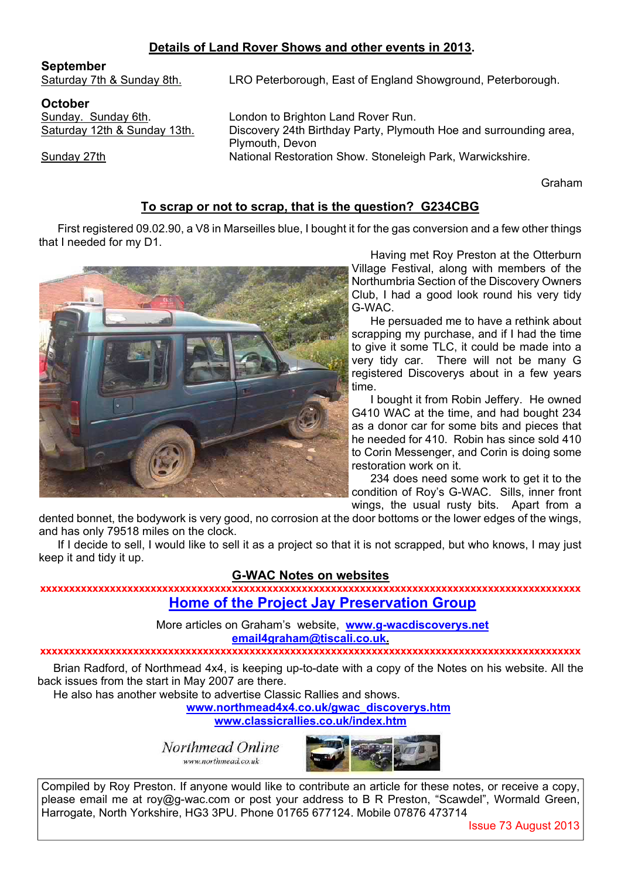## Details of Land Rover Shows and other events in 2013.

**September**

Saturday 7th & Sunday 8th. — LRO Peterborough, East of England Showground, Peterborough.

**October**

Sunday. Sunday 6th. — London to Brighton Land Rover Run.

Saturday 12th & Sunday 13th. — Discovery 24th Birthday Party, Plymouth Hoe and surrounding area, Plymouth, Devon

Sunday 27th — National Restoration Show. Stoneleigh Park, Warwickshire.

Graham

## To scrap or not to scrap, that is the question? G234CBG

First registered 09.02.90, a V8 in Marseilles blue, I bought it for the gas conversion and a few other things that I needed for my D1.

Having met Roy Preston at the Otterburn Village Festival, along with members of the Northumbria Section of the Discovery Owners Club, I had a good look round his very tidy G-WAC.

He persuaded me to have a rethink about scrapping my purchase, and if I had the time to give it some TLC, it could be made into a very tidy car. There will not be many G registered Discoverys about in a few years time.

I bought it from Robin Jeffery. He owned G410 WAC at the time, and had bought 234 as a donor car for some bits and pieces that he needed for 410. Robin has since sold 410 to Corin Messenger, and Corin is doing some restoration work on it.

234 does need some work to get it to the condition of Roy's G-WAC. Sills, inner front wings, the usual rusty bits. Apart from a dented bonnet, the bodywork is very good, no corrosion at the door bottoms or the lower edges of the wings, and has only 79518 miles on the clock.

If I decide to sell, I would like to sell it as a project so that it is not scrapped, but who knows, I may just keep it and tidy it up.

## G-WAC Notes on websites

xxxxxxxxxxxxxxxxxxxxxxxxxxxxxxxxxxxxxxxxxxxxxxxxxxxxxxxxxxxxxxxxxxxxxxxxxxxxxxxxxxxxxxxxxxxx

**Home of the Project Jay Preservation Group**

More articles on Graham's website, **www.g-wacdiscoverys.net**

**email4graham@tiscali.co.uk.**

xxxxxxxxxxxxxxxxxxxxxxxxxxxxxxxxxxxxxxxxxxxxxxxxxxxxxxxxxxxxxxxxxxxxxxxxxxxxxxxxxxxxxxxx

Brian Radford, of Northmead 4x4, is keeping up-to-date with a copy of the Notes on his website. All the back issues from the start in May 2007 are there.

He also has another website to advertise Classic Rallies and shows.

**www.northmead4x4.co.uk/gwac_discoverys.htm**

**www.classicrallies.co.uk/index.htm**

*Northmead Online*

www.northmead.co.uk

Compiled by Roy Preston. If anyone would like to contribute an article for these notes, or receive a copy, please email me at roy@g-wac.com or post your address to B R Preston, "Scawdel", Wormald Green, Harrogate, North Yorkshire, HG3 3PU. Phone 01765 677124. Mobile 07876 473714

Issue 73 August 2013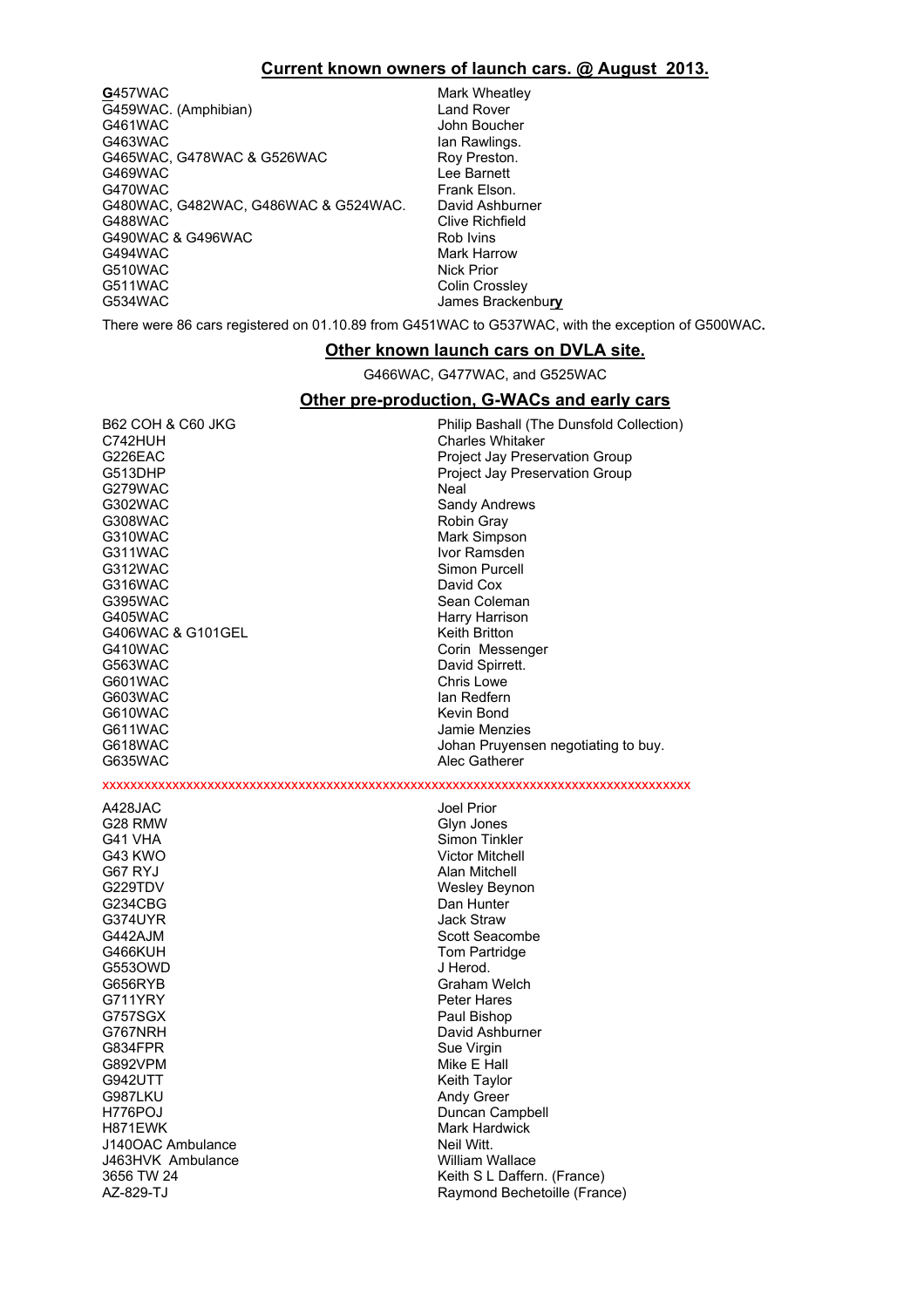## Current known owners of launch cars. @ August 2013.

| | |
|---|---|
| **G**457WAC | Mark Wheatley |
| G459WAC. (Amphibian) | Land Rover |
| G461WAC | John Boucher |
| G463WAC | Ian Rawlings. |
| G465WAC, G478WAC & G526WAC | Roy Preston. |
| G469WAC | Lee Barnett |
| G470WAC | Frank Elson. |
| G480WAC, G482WAC, G486WAC & G524WAC. | David Ashburner |
| G488WAC | Clive Richfield |
| G490WAC & G496WAC | Rob Ivins |
| G494WAC | Mark Harrow |
| G510WAC | Nick Prior |
| G511WAC | Colin Crossley |
| G534WAC | James Brackenbu**ry** |

There were 86 cars registered on 01.10.89 from G451WAC to G537WAC, with the exception of G500WAC**.**

## Other known launch cars on DVLA site.

G466WAC, G477WAC, and G525WAC

## Other pre-production, G-WACs and early cars

| | |
|---|---|
| B62 COH & C60 JKG | Philip Bashall (The Dunsfold Collection) |
| C742HUH | Charles Whitaker |
| G226EAC | Project Jay Preservation Group |
| G513DHP | Project Jay Preservation Group |
| G279WAC | Neal |
| G302WAC | Sandy Andrews |
| G308WAC | Robin Gray |
| G310WAC | Mark Simpson |
| G311WAC | Ivor Ramsden |
| G312WAC | Simon Purcell |
| G316WAC | David Cox |
| G395WAC | Sean Coleman |
| G405WAC | Harry Harrison |
| G406WAC & G101GEL | Keith Britton |
| G410WAC | Corin Messenger |
| G563WAC | David Spirrett. |
| G601WAC | Chris Lowe |
| G603WAC | Ian Redfern |
| G610WAC | Kevin Bond |
| G611WAC | Jamie Menzies |
| G618WAC | Johan Pruyensen negotiating to buy. |
| G635WAC | Alec Gatherer |

xxxxxxxxxxxxxxxxxxxxxxxxxxxxxxxxxxxxxxxxxxxxxxxxxxxxxxxxxxxxxxxxxxxxxxxxxxxxxxxxxxxxx

| | |
|---|---|
| A428JAC | Joel Prior |
| G28 RMW | Glyn Jones |
| G41 VHA | Simon Tinkler |
| G43 KWO | Victor Mitchell |
| G67 RYJ | Alan Mitchell |
| G229TDV | Wesley Beynon |
| G234CBG | Dan Hunter |
| G374UYR | Jack Straw |
| G442AJM | Scott Seacombe |
| G466KUH | Tom Partridge |
| G553OWD | J Herod. |
| G656RYB | Graham Welch |
| G711YRY | Peter Hares |
| G757SGX | Paul Bishop |
| G767NRH | David Ashburner |
| G834FPR | Sue Virgin |
| G892VPM | Mike E Hall |
| G942UTT | Keith Taylor |
| G987LKU | Andy Greer |
| H776POJ | Duncan Campbell |
| H871EWK | Mark Hardwick |
| J140OAC Ambulance | Neil Witt. |
| J463HVK Ambulance | William Wallace |
| 3656 TW 24 | Keith S L Daffern. (France) |
| AZ-829-TJ | Raymond Bechetoille (France) |